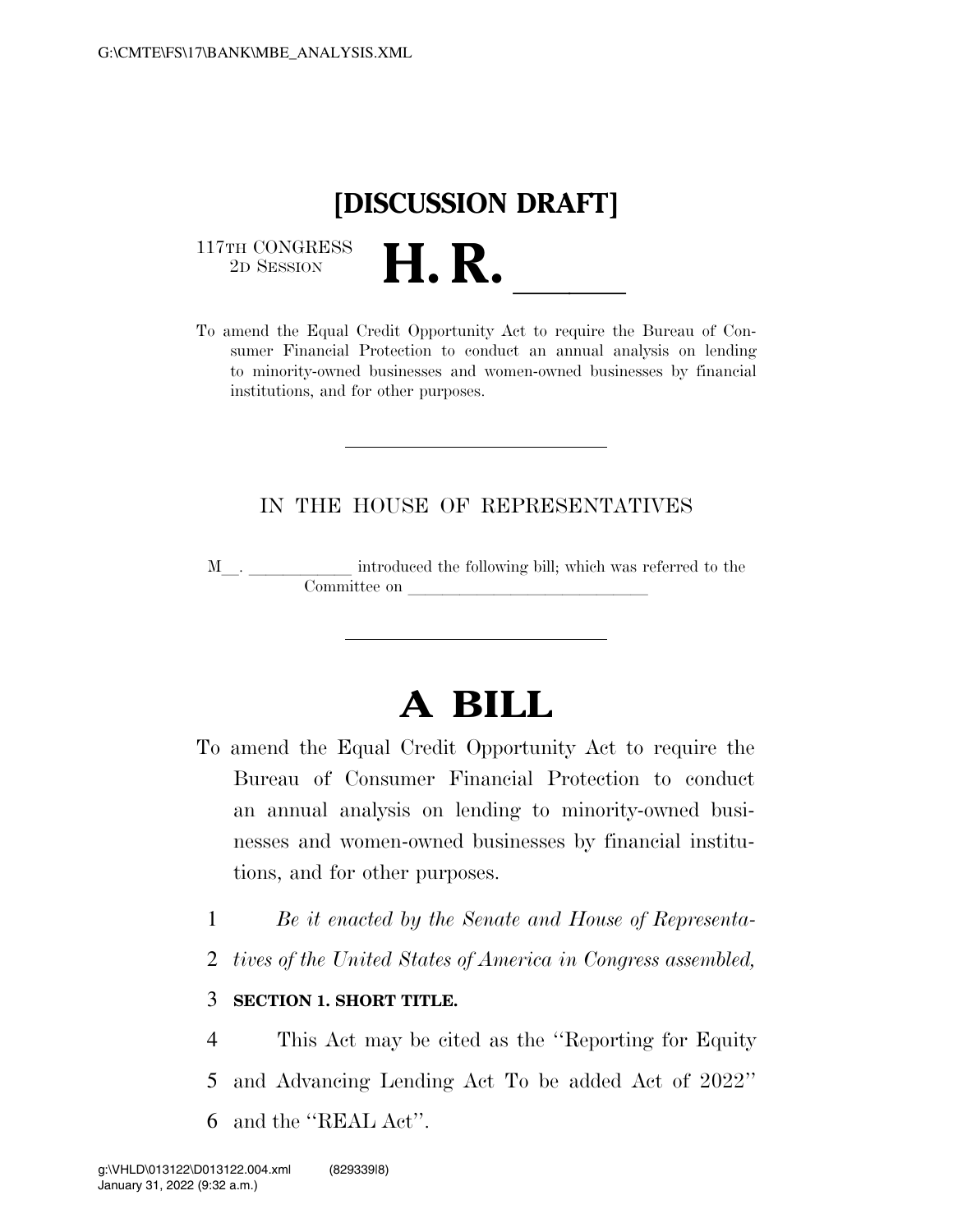# [DISCUSSION DRAFT]

117TH CONGRESS
2D SESSION

# H. R. \_\_\_\_\_\_

To amend the Equal Credit Opportunity Act to require the Bureau of Consumer Financial Protection to conduct an annual analysis on lending to minority-owned businesses and women-owned businesses by financial institutions, and for other purposes.

---

IN THE HOUSE OF REPRESENTATIVES

M\_\_. \_\_\_\_\_\_\_\_\_\_\_\_ introduced the following bill; which was referred to the Committee on \_\_\_\_\_\_\_\_\_\_\_\_\_\_\_\_\_\_\_\_\_\_\_\_\_\_\_\_

---

# A BILL

To amend the Equal Credit Opportunity Act to require the Bureau of Consumer Financial Protection to conduct an annual analysis on lending to minority-owned businesses and women-owned businesses by financial institutions, and for other purposes.

1 *Be it enacted by the Senate and House of Representa-*
2 *tives of the United States of America in Congress assembled,*

3 **SECTION 1. SHORT TITLE.**

4 This Act may be cited as the ''Reporting for Equity
5 and Advancing Lending Act To be added Act of 2022''
6 and the ''REAL Act''.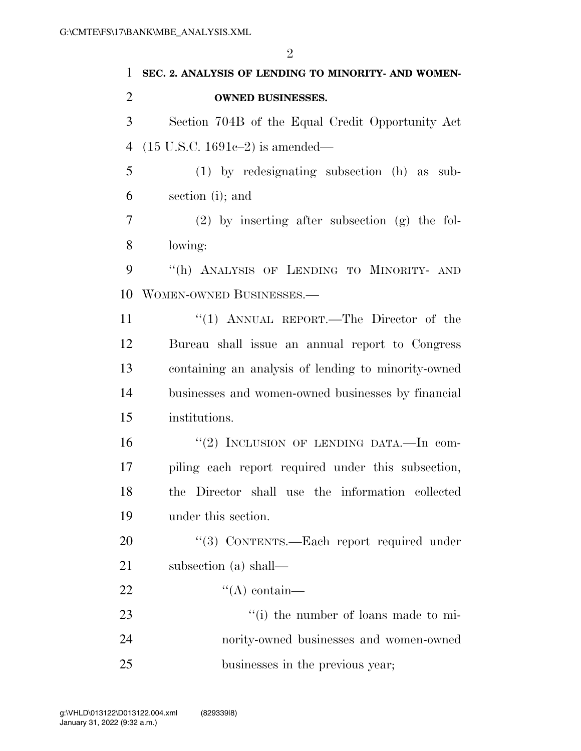**SEC. 2. ANALYSIS OF LENDING TO MINORITY- AND WOMEN-OWNED BUSINESSES.**

Section 704B of the Equal Credit Opportunity Act (15 U.S.C. 1691c–2) is amended—

(1) by redesignating subsection (h) as subsection (i); and

(2) by inserting after subsection (g) the following:

"(h) ANALYSIS OF LENDING TO MINORITY- AND WOMEN-OWNED BUSINESSES.—

"(1) ANNUAL REPORT.—The Director of the Bureau shall issue an annual report to Congress containing an analysis of lending to minority-owned businesses and women-owned businesses by financial institutions.

"(2) INCLUSION OF LENDING DATA.—In compiling each report required under this subsection, the Director shall use the information collected under this section.

"(3) CONTENTS.—Each report required under subsection (a) shall—

"(A) contain—

"(i) the number of loans made to minority-owned businesses and women-owned businesses in the previous year;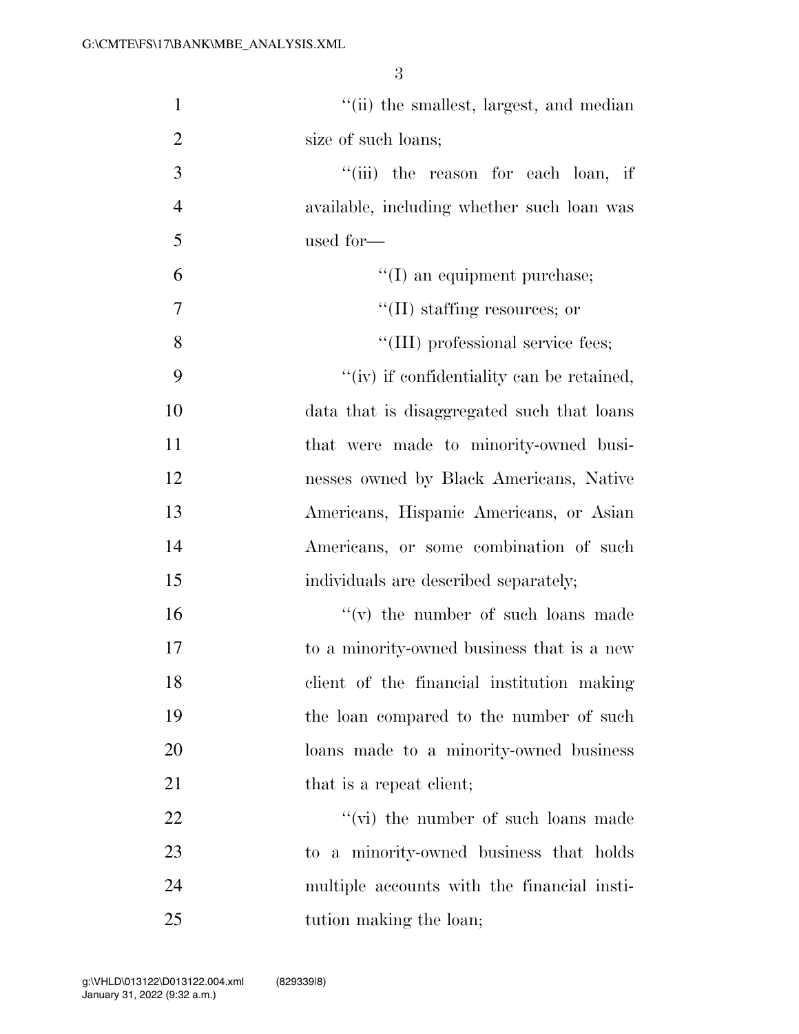''(ii) the smallest, largest, and median size of such loans;

''(iii) the reason for each loan, if available, including whether such loan was used for—

''(I) an equipment purchase;

''(II) staffing resources; or

''(III) professional service fees;

''(iv) if confidentiality can be retained, data that is disaggregated such that loans that were made to minority-owned businesses owned by Black Americans, Native Americans, Hispanic Americans, or Asian Americans, or some combination of such individuals are described separately;

''(v) the number of such loans made to a minority-owned business that is a new client of the financial institution making the loan compared to the number of such loans made to a minority-owned business that is a repeat client;

''(vi) the number of such loans made to a minority-owned business that holds multiple accounts with the financial institution making the loan;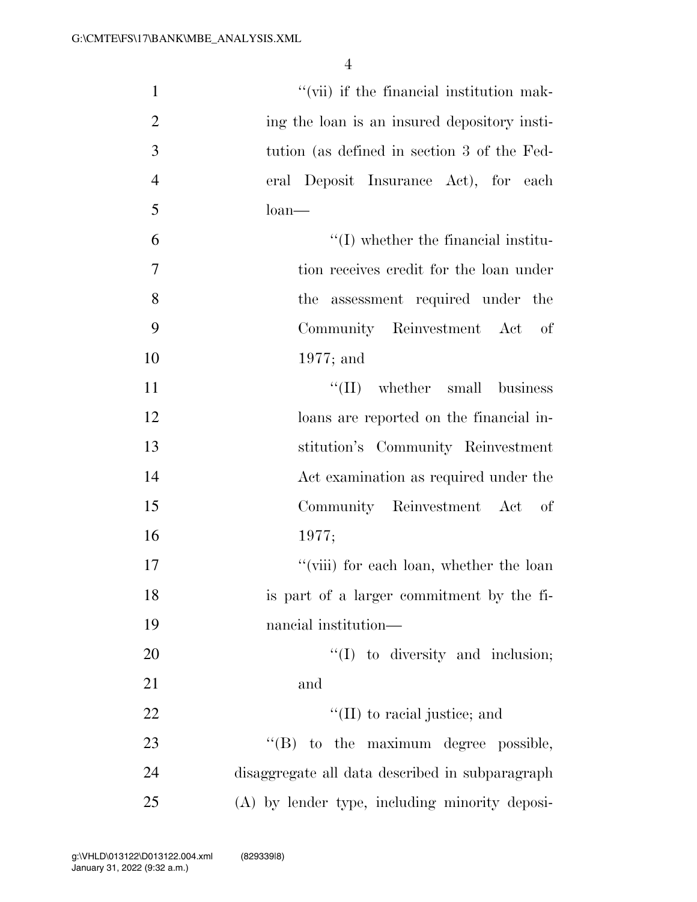"(vii) if the financial institution making the loan is an insured depository institution (as defined in section 3 of the Federal Deposit Insurance Act), for each loan—

"(I) whether the financial institution receives credit for the loan under the assessment required under the Community Reinvestment Act of 1977; and

"(II) whether small business loans are reported on the financial institution's Community Reinvestment Act examination as required under the Community Reinvestment Act of 1977;

"(viii) for each loan, whether the loan is part of a larger commitment by the financial institution—

"(I) to diversity and inclusion; and

"(II) to racial justice; and

"(B) to the maximum degree possible, disaggregate all data described in subparagraph (A) by lender type, including minority deposi-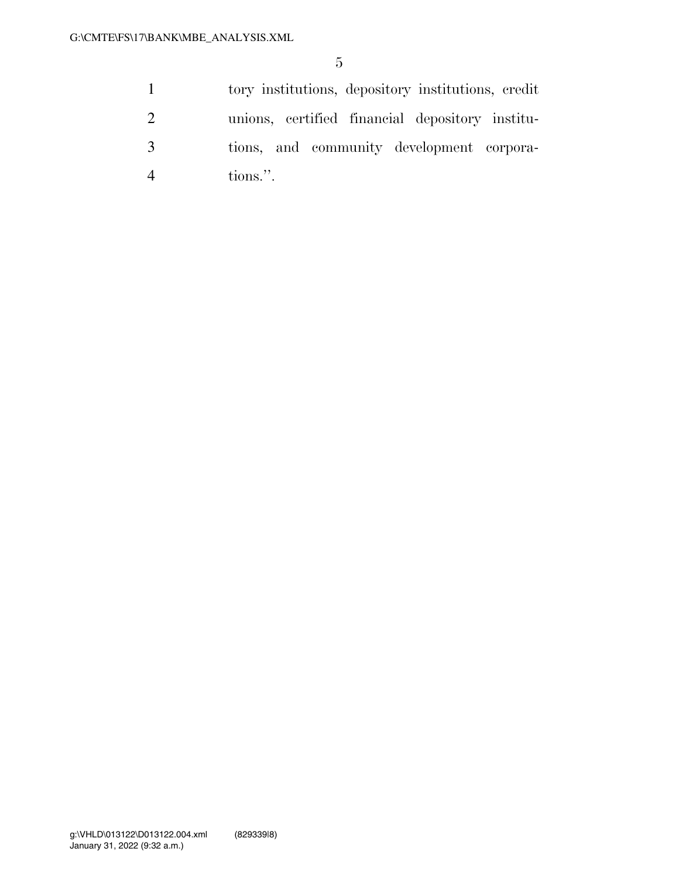tory institutions, depository institutions, credit unions, certified financial depository institutions, and community development corporations.''.